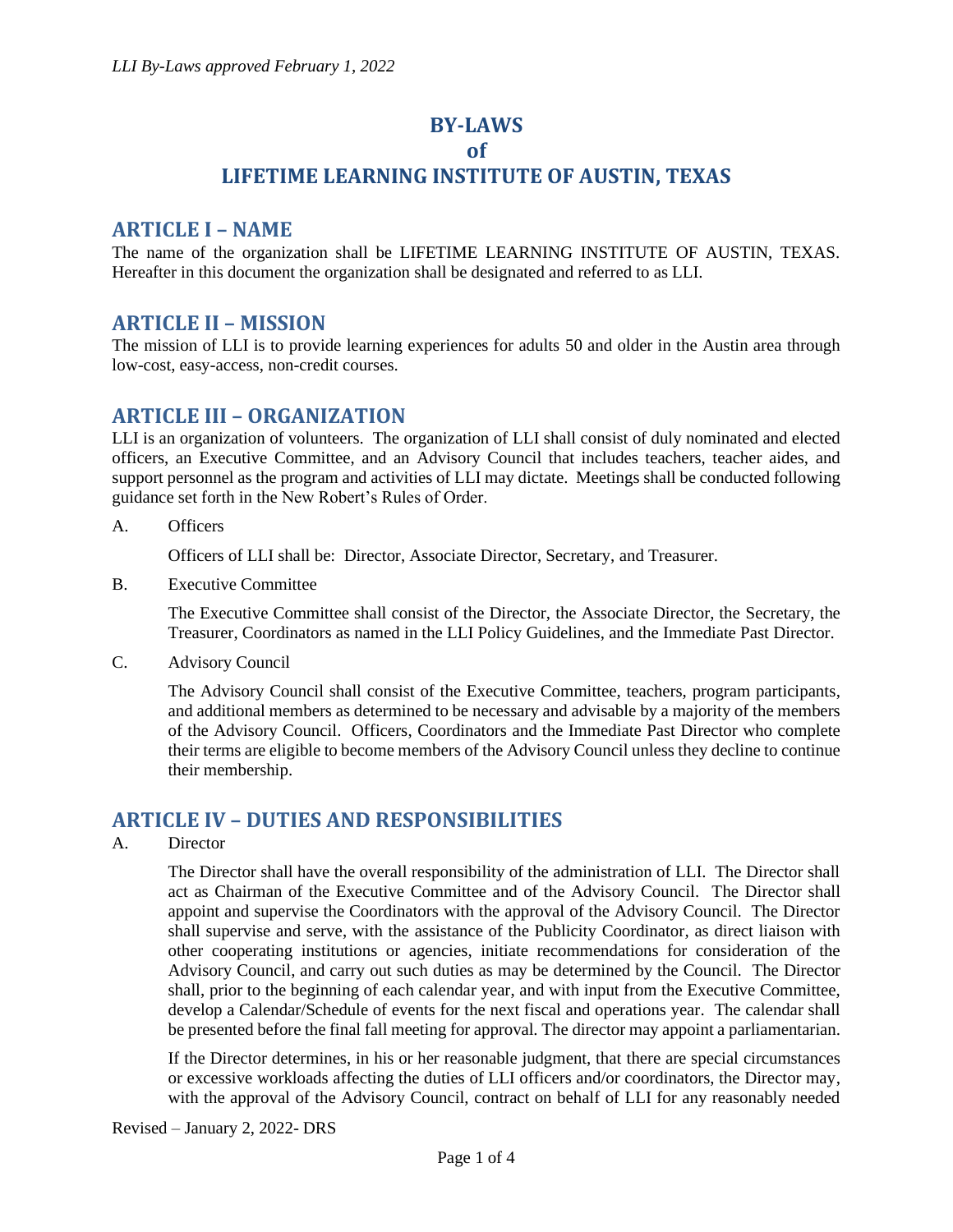# BY-LAWS
# of
# LIFETIME LEARNING INSTITUTE OF AUSTIN, TEXAS

## ARTICLE I – NAME

The name of the organization shall be LIFETIME LEARNING INSTITUTE OF AUSTIN, TEXAS. Hereafter in this document the organization shall be designated and referred to as LLI.

## ARTICLE II – MISSION

The mission of LLI is to provide learning experiences for adults 50 and older in the Austin area through low-cost, easy-access, non-credit courses.

## ARTICLE III – ORGANIZATION

LLI is an organization of volunteers. The organization of LLI shall consist of duly nominated and elected officers, an Executive Committee, and an Advisory Council that includes teachers, teacher aides, and support personnel as the program and activities of LLI may dictate. Meetings shall be conducted following guidance set forth in the New Robert's Rules of Order.

A. Officers

Officers of LLI shall be: Director, Associate Director, Secretary, and Treasurer.

B. Executive Committee

The Executive Committee shall consist of the Director, the Associate Director, the Secretary, the Treasurer, Coordinators as named in the LLI Policy Guidelines, and the Immediate Past Director.

C. Advisory Council

The Advisory Council shall consist of the Executive Committee, teachers, program participants, and additional members as determined to be necessary and advisable by a majority of the members of the Advisory Council. Officers, Coordinators and the Immediate Past Director who complete their terms are eligible to become members of the Advisory Council unless they decline to continue their membership.

## ARTICLE IV – DUTIES AND RESPONSIBILITIES

A. Director

The Director shall have the overall responsibility of the administration of LLI. The Director shall act as Chairman of the Executive Committee and of the Advisory Council. The Director shall appoint and supervise the Coordinators with the approval of the Advisory Council. The Director shall supervise and serve, with the assistance of the Publicity Coordinator, as direct liaison with other cooperating institutions or agencies, initiate recommendations for consideration of the Advisory Council, and carry out such duties as may be determined by the Council. The Director shall, prior to the beginning of each calendar year, and with input from the Executive Committee, develop a Calendar/Schedule of events for the next fiscal and operations year. The calendar shall be presented before the final fall meeting for approval. The director may appoint a parliamentarian.

If the Director determines, in his or her reasonable judgment, that there are special circumstances or excessive workloads affecting the duties of LLI officers and/or coordinators, the Director may, with the approval of the Advisory Council, contract on behalf of LLI for any reasonably needed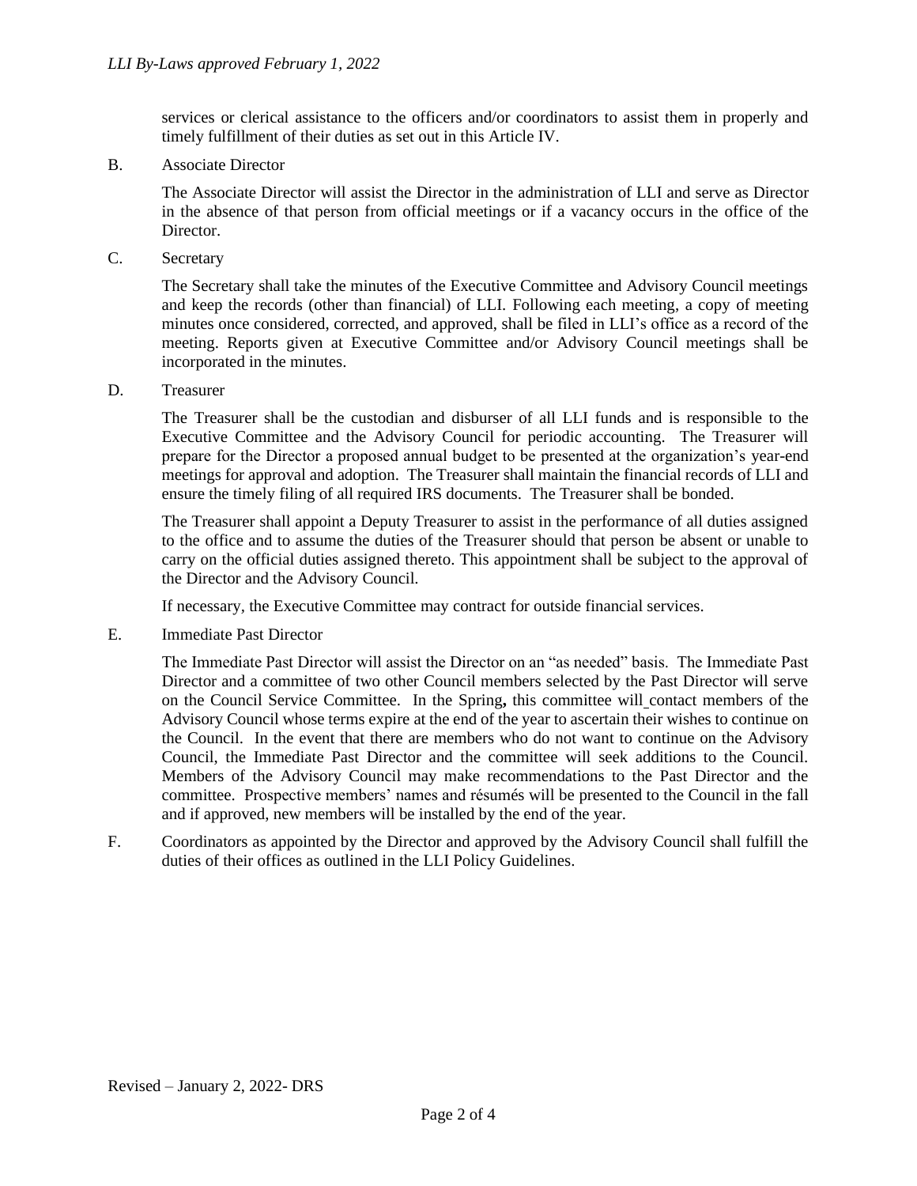services or clerical assistance to the officers and/or coordinators to assist them in properly and timely fulfillment of their duties as set out in this Article IV.

B. Associate Director

The Associate Director will assist the Director in the administration of LLI and serve as Director in the absence of that person from official meetings or if a vacancy occurs in the office of the Director.

C. Secretary

The Secretary shall take the minutes of the Executive Committee and Advisory Council meetings and keep the records (other than financial) of LLI. Following each meeting, a copy of meeting minutes once considered, corrected, and approved, shall be filed in LLI's office as a record of the meeting. Reports given at Executive Committee and/or Advisory Council meetings shall be incorporated in the minutes.

D. Treasurer

The Treasurer shall be the custodian and disburser of all LLI funds and is responsible to the Executive Committee and the Advisory Council for periodic accounting. The Treasurer will prepare for the Director a proposed annual budget to be presented at the organization's year-end meetings for approval and adoption. The Treasurer shall maintain the financial records of LLI and ensure the timely filing of all required IRS documents. The Treasurer shall be bonded.

The Treasurer shall appoint a Deputy Treasurer to assist in the performance of all duties assigned to the office and to assume the duties of the Treasurer should that person be absent or unable to carry on the official duties assigned thereto. This appointment shall be subject to the approval of the Director and the Advisory Council.

If necessary, the Executive Committee may contract for outside financial services.

E. Immediate Past Director

The Immediate Past Director will assist the Director on an "as needed" basis. The Immediate Past Director and a committee of two other Council members selected by the Past Director will serve on the Council Service Committee. In the Spring**,** this committee will contact members of the Advisory Council whose terms expire at the end of the year to ascertain their wishes to continue on the Council. In the event that there are members who do not want to continue on the Advisory Council, the Immediate Past Director and the committee will seek additions to the Council. Members of the Advisory Council may make recommendations to the Past Director and the committee. Prospective members' names and résumés will be presented to the Council in the fall and if approved, new members will be installed by the end of the year.

F. Coordinators as appointed by the Director and approved by the Advisory Council shall fulfill the duties of their offices as outlined in the LLI Policy Guidelines.

Revised – January 2, 2022- DRS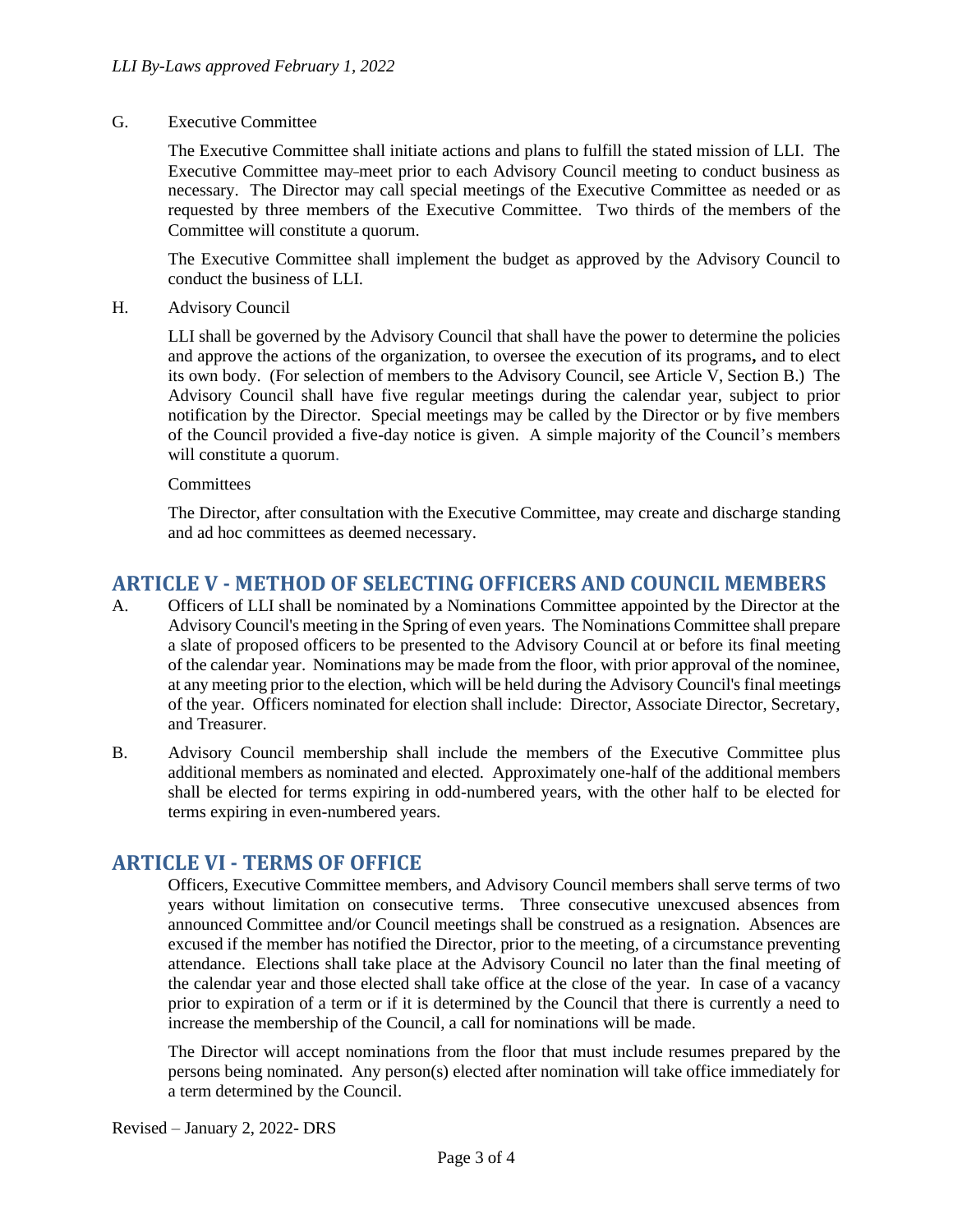G. Executive Committee

The Executive Committee shall initiate actions and plans to fulfill the stated mission of LLI. The Executive Committee may meet prior to each Advisory Council meeting to conduct business as necessary. The Director may call special meetings of the Executive Committee as needed or as requested by three members of the Executive Committee. Two thirds of the members of the Committee will constitute a quorum.

The Executive Committee shall implement the budget as approved by the Advisory Council to conduct the business of LLI.

H. Advisory Council

LLI shall be governed by the Advisory Council that shall have the power to determine the policies and approve the actions of the organization, to oversee the execution of its programs**,** and to elect its own body. (For selection of members to the Advisory Council, see Article V, Section B.) The Advisory Council shall have five regular meetings during the calendar year, subject to prior notification by the Director. Special meetings may be called by the Director or by five members of the Council provided a five-day notice is given. A simple majority of the Council's members will constitute a quorum.

Committees

The Director, after consultation with the Executive Committee, may create and discharge standing and ad hoc committees as deemed necessary.

## ARTICLE V - METHOD OF SELECTING OFFICERS AND COUNCIL MEMBERS

A. Officers of LLI shall be nominated by a Nominations Committee appointed by the Director at the Advisory Council's meeting in the Spring of even years. The Nominations Committee shall prepare a slate of proposed officers to be presented to the Advisory Council at or before its final meeting of the calendar year. Nominations may be made from the floor, with prior approval of the nominee, at any meeting prior to the election, which will be held during the Advisory Council's final meetings of the year. Officers nominated for election shall include: Director, Associate Director, Secretary, and Treasurer.

B. Advisory Council membership shall include the members of the Executive Committee plus additional members as nominated and elected. Approximately one-half of the additional members shall be elected for terms expiring in odd-numbered years, with the other half to be elected for terms expiring in even-numbered years.

## ARTICLE VI - TERMS OF OFFICE

Officers, Executive Committee members, and Advisory Council members shall serve terms of two years without limitation on consecutive terms. Three consecutive unexcused absences from announced Committee and/or Council meetings shall be construed as a resignation. Absences are excused if the member has notified the Director, prior to the meeting, of a circumstance preventing attendance. Elections shall take place at the Advisory Council no later than the final meeting of the calendar year and those elected shall take office at the close of the year. In case of a vacancy prior to expiration of a term or if it is determined by the Council that there is currently a need to increase the membership of the Council, a call for nominations will be made.

The Director will accept nominations from the floor that must include resumes prepared by the persons being nominated. Any person(s) elected after nomination will take office immediately for a term determined by the Council.

Revised – January 2, 2022- DRS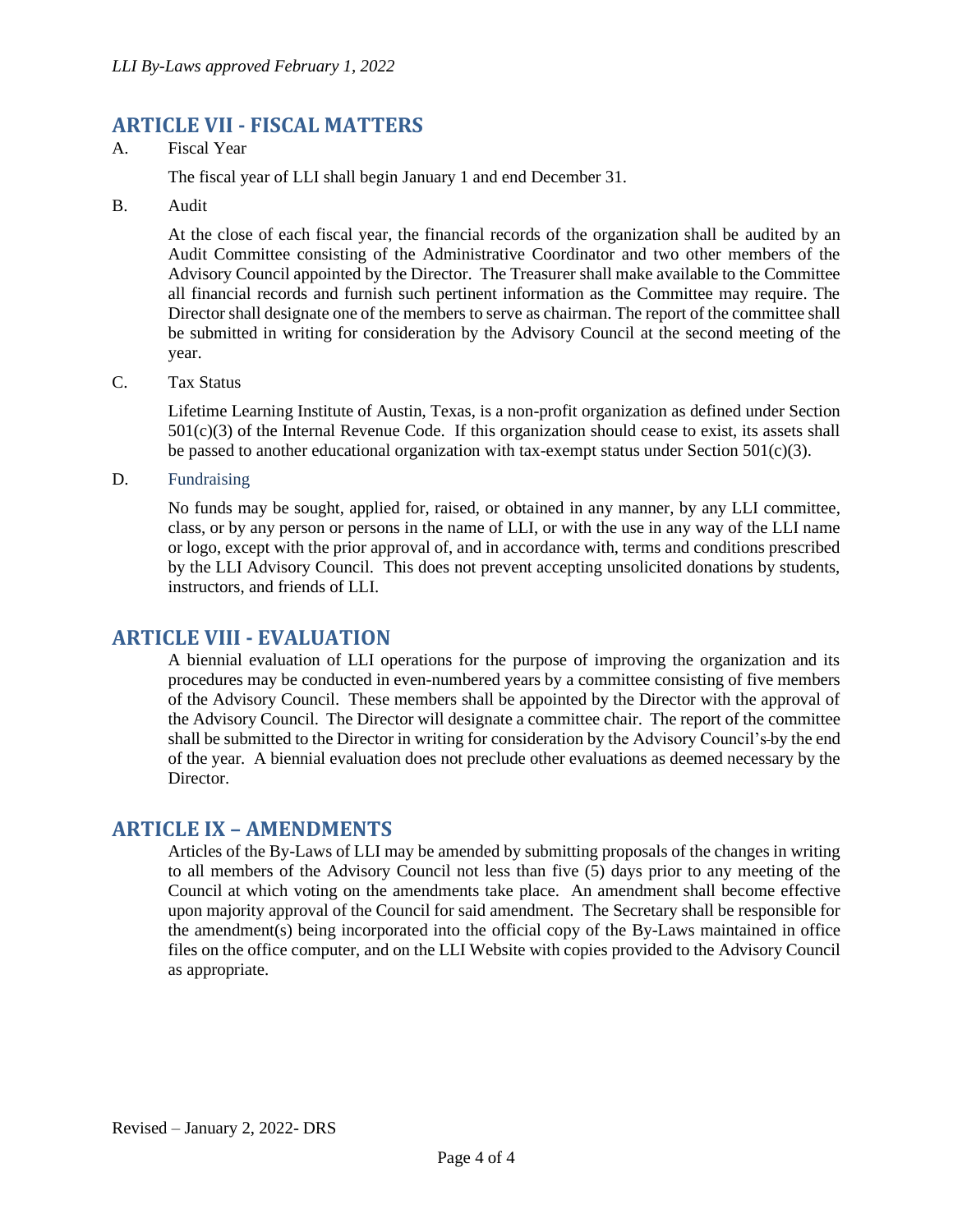## ARTICLE VII - FISCAL MATTERS

A. Fiscal Year

The fiscal year of LLI shall begin January 1 and end December 31.

B. Audit

At the close of each fiscal year, the financial records of the organization shall be audited by an Audit Committee consisting of the Administrative Coordinator and two other members of the Advisory Council appointed by the Director. The Treasurer shall make available to the Committee all financial records and furnish such pertinent information as the Committee may require. The Director shall designate one of the members to serve as chairman. The report of the committee shall be submitted in writing for consideration by the Advisory Council at the second meeting of the year.

C. Tax Status

Lifetime Learning Institute of Austin, Texas, is a non-profit organization as defined under Section 501(c)(3) of the Internal Revenue Code. If this organization should cease to exist, its assets shall be passed to another educational organization with tax-exempt status under Section 501(c)(3).

D. Fundraising

No funds may be sought, applied for, raised, or obtained in any manner, by any LLI committee, class, or by any person or persons in the name of LLI, or with the use in any way of the LLI name or logo, except with the prior approval of, and in accordance with, terms and conditions prescribed by the LLI Advisory Council. This does not prevent accepting unsolicited donations by students, instructors, and friends of LLI.

## ARTICLE VIII - EVALUATION

A biennial evaluation of LLI operations for the purpose of improving the organization and its procedures may be conducted in even-numbered years by a committee consisting of five members of the Advisory Council. These members shall be appointed by the Director with the approval of the Advisory Council. The Director will designate a committee chair. The report of the committee shall be submitted to the Director in writing for consideration by the Advisory Council's by the end of the year. A biennial evaluation does not preclude other evaluations as deemed necessary by the Director.

## ARTICLE IX – AMENDMENTS

Articles of the By-Laws of LLI may be amended by submitting proposals of the changes in writing to all members of the Advisory Council not less than five (5) days prior to any meeting of the Council at which voting on the amendments take place. An amendment shall become effective upon majority approval of the Council for said amendment. The Secretary shall be responsible for the amendment(s) being incorporated into the official copy of the By-Laws maintained in office files on the office computer, and on the LLI Website with copies provided to the Advisory Council as appropriate.

Revised – January 2, 2022- DRS